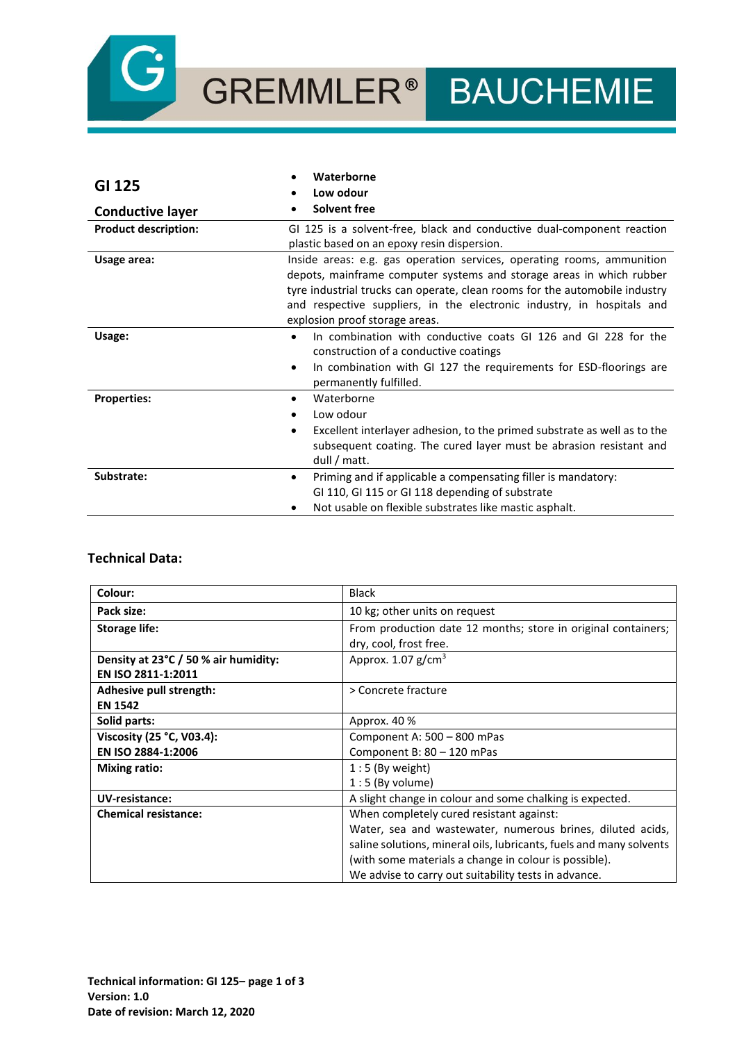GREMMLER® BAUCHEMIE

| **GI 125**<br><br>**Conductive layer** | • **Waterborne**<br>• **Low odour**<br>• **Solvent free** |
|---|---|
| **Product description:** | GI 125 is a solvent-free, black and conductive dual-component reaction plastic based on an epoxy resin dispersion. |
| **Usage area:** | Inside areas: e.g. gas operation services, operating rooms, ammunition depots, mainframe computer systems and storage areas in which rubber tyre industrial trucks can operate, clean rooms for the automobile industry and respective suppliers, in the electronic industry, in hospitals and explosion proof storage areas. |
| **Usage:** | • In combination with conductive coats GI 126 and GI 228 for the construction of a conductive coatings<br>• In combination with GI 127 the requirements for ESD-floorings are permanently fulfilled. |
| **Properties:** | • Waterborne<br>• Low odour<br>• Excellent interlayer adhesion, to the primed substrate as well as to the subsequent coating. The cured layer must be abrasion resistant and dull / matt. |
| **Substrate:** | • Priming and if applicable a compensating filler is mandatory: GI 110, GI 115 or GI 118 depending of substrate<br>• Not usable on flexible substrates like mastic asphalt. |

## Technical Data:

| | |
|---|---|
| **Colour:** | Black |
| **Pack size:** | 10 kg; other units on request |
| **Storage life:** | From production date 12 months; store in original containers; dry, cool, frost free. |
| **Density at 23°C / 50 % air humidity:**<br>**EN ISO 2811-1:2011** | Approx. 1.07 g/cm$^3$ |
| **Adhesive pull strength:**<br>**EN 1542** | > Concrete fracture |
| **Solid parts:** | Approx. 40 % |
| **Viscosity (25 °C, V03.4):**<br>**EN ISO 2884-1:2006** | Component A: 500 – 800 mPas<br>Component B: 80 – 120 mPas |
| **Mixing ratio:** | 1 : 5 (By weight)<br>1 : 5 (By volume) |
| **UV-resistance:** | A slight change in colour and some chalking is expected. |
| **Chemical resistance:** | When completely cured resistant against:<br>Water, sea and wastewater, numerous brines, diluted acids, saline solutions, mineral oils, lubricants, fuels and many solvents (with some materials a change in colour is possible).<br>We advise to carry out suitability tests in advance. |

**Technical information: GI 125– page 1 of 3**
**Version: 1.0**
**Date of revision: March 12, 2020**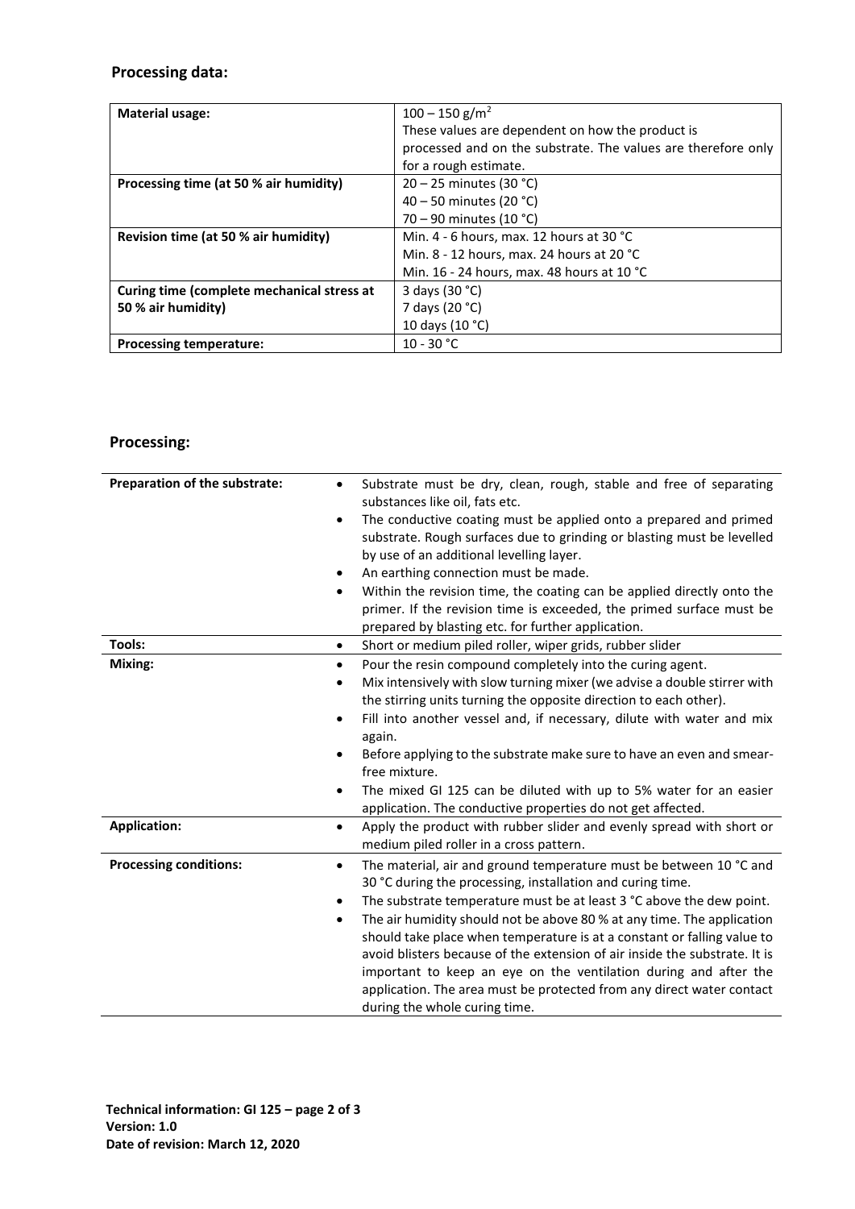## Processing data:

| Material usage: | $100 – 150\ g/m^2$<br>These values are dependent on how the product is processed and on the substrate. The values are therefore only for a rough estimate. |
|---|---|
| **Processing time (at 50 % air humidity)** | 20 – 25 minutes (30 °C)<br>40 – 50 minutes (20 °C)<br>70 – 90 minutes (10 °C) |
| **Revision time (at 50 % air humidity)** | Min. 4 - 6 hours, max. 12 hours at 30 °C<br>Min. 8 - 12 hours, max. 24 hours at 20 °C<br>Min. 16 - 24 hours, max. 48 hours at 10 °C |
| **Curing time (complete mechanical stress at 50 % air humidity)** | 3 days (30 °C)<br>7 days (20 °C)<br>10 days (10 °C) |
| **Processing temperature:** | 10 - 30 °C |

## Processing:

| Preparation of the substrate: | • Substrate must be dry, clean, rough, stable and free of separating substances like oil, fats etc.<br>• The conductive coating must be applied onto a prepared and primed substrate. Rough surfaces due to grinding or blasting must be levelled by use of an additional levelling layer.<br>• An earthing connection must be made.<br>• Within the revision time, the coating can be applied directly onto the primer. If the revision time is exceeded, the primed surface must be prepared by blasting etc. for further application. |
|---|---|
| **Tools:** | • Short or medium piled roller, wiper grids, rubber slider |
| **Mixing:** | • Pour the resin compound completely into the curing agent.<br>• Mix intensively with slow turning mixer (we advise a double stirrer with the stirring units turning the opposite direction to each other).<br>• Fill into another vessel and, if necessary, dilute with water and mix again.<br>• Before applying to the substrate make sure to have an even and smear-free mixture.<br>• The mixed GI 125 can be diluted with up to 5% water for an easier application. The conductive properties do not get affected. |
| **Application:** | • Apply the product with rubber slider and evenly spread with short or medium piled roller in a cross pattern. |
| **Processing conditions:** | • The material, air and ground temperature must be between 10 °C and 30 °C during the processing, installation and curing time.<br>• The substrate temperature must be at least 3 °C above the dew point.<br>• The air humidity should not be above 80 % at any time. The application should take place when temperature is at a constant or falling value to avoid blisters because of the extension of air inside the substrate. It is important to keep an eye on the ventilation during and after the application. The area must be protected from any direct water contact during the whole curing time. |

**Technical information: GI 125 – page 2 of 3**
**Version: 1.0**
**Date of revision: March 12, 2020**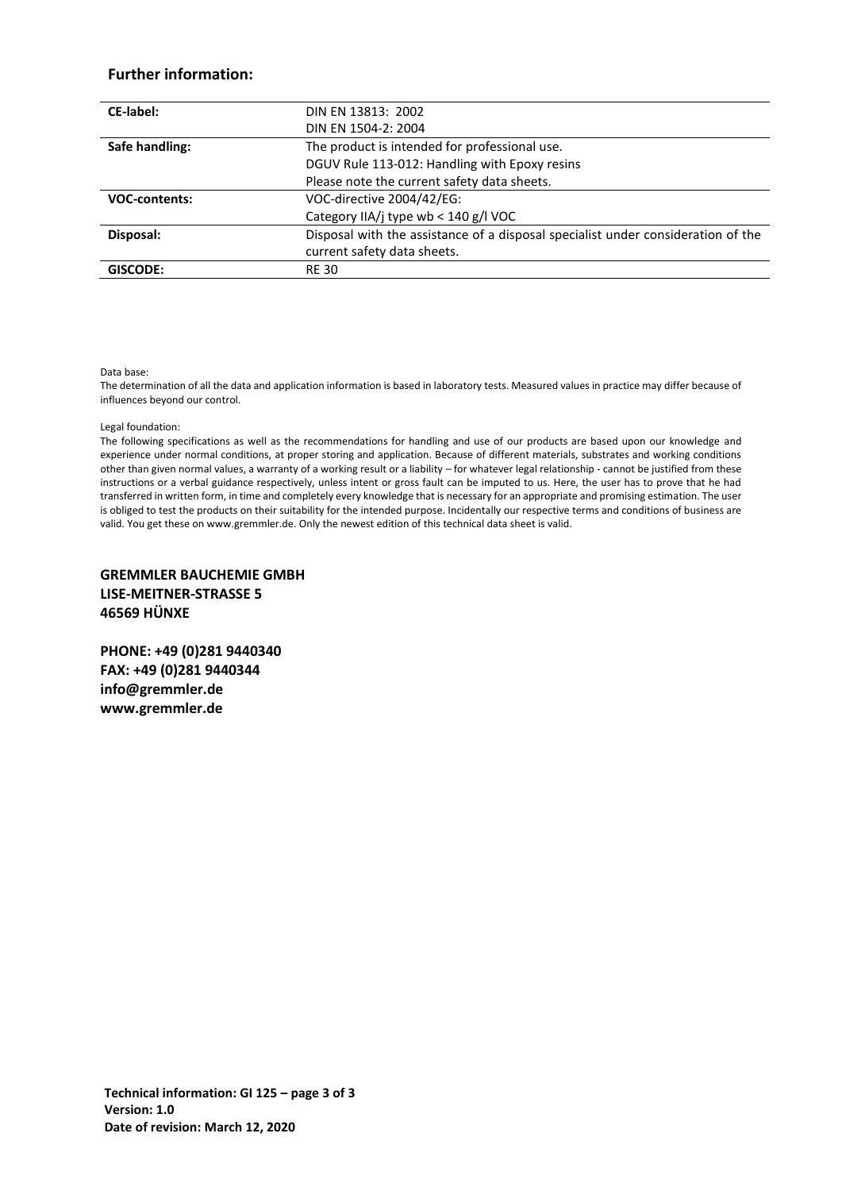## Further information:

| | |
|---|---|
| **CE-label:** | DIN EN 13813: 2002<br>DIN EN 1504-2: 2004 |
| **Safe handling:** | The product is intended for professional use.<br>DGUV Rule 113-012: Handling with Epoxy resins<br>Please note the current safety data sheets. |
| **VOC-contents:** | VOC-directive 2004/42/EG:<br>Category IIA/j type wb < 140 g/l VOC |
| **Disposal:** | Disposal with the assistance of a disposal specialist under consideration of the current safety data sheets. |
| **GISCODE:** | RE 30 |

Data base:

The determination of all the data and application information is based in laboratory tests. Measured values in practice may differ because of influences beyond our control.

Legal foundation:

The following specifications as well as the recommendations for handling and use of our products are based upon our knowledge and experience under normal conditions, at proper storing and application. Because of different materials, substrates and working conditions other than given normal values, a warranty of a working result or a liability – for whatever legal relationship - cannot be justified from these instructions or a verbal guidance respectively, unless intent or gross fault can be imputed to us. Here, the user has to prove that he had transferred in written form, in time and completely every knowledge that is necessary for an appropriate and promising estimation. The user is obliged to test the products on their suitability for the intended purpose. Incidentally our respective terms and conditions of business are valid. You get these on www.gremmler.de. Only the newest edition of this technical data sheet is valid.

**GREMMLER BAUCHEMIE GMBH**
**LISE-MEITNER-STRASSE 5**
**46569 HÜNXE**

**PHONE: +49 (0)281 9440340**
**FAX: +49 (0)281 9440344**
**info@gremmler.de**
**www.gremmler.de**

**Technical information: GI 125 – page 3 of 3**
**Version: 1.0**
**Date of revision: March 12, 2020**